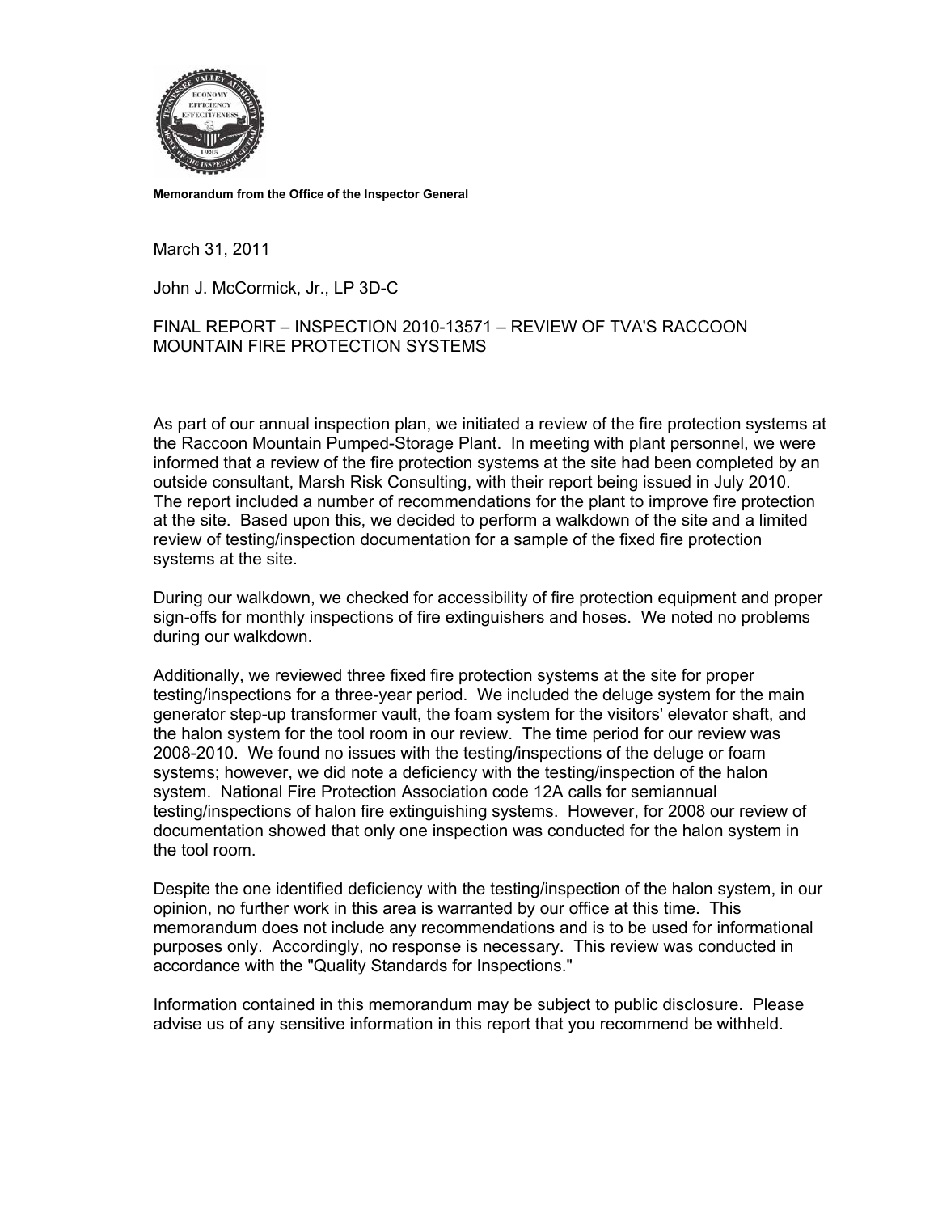**Memorandum from the Office of the Inspector General**

March 31, 2011

John J. McCormick, Jr., LP 3D-C

FINAL REPORT – INSPECTION 2010-13571 – REVIEW OF TVA'S RACCOON MOUNTAIN FIRE PROTECTION SYSTEMS

As part of our annual inspection plan, we initiated a review of the fire protection systems at the Raccoon Mountain Pumped-Storage Plant. In meeting with plant personnel, we were informed that a review of the fire protection systems at the site had been completed by an outside consultant, Marsh Risk Consulting, with their report being issued in July 2010. The report included a number of recommendations for the plant to improve fire protection at the site. Based upon this, we decided to perform a walkdown of the site and a limited review of testing/inspection documentation for a sample of the fixed fire protection systems at the site.

During our walkdown, we checked for accessibility of fire protection equipment and proper sign-offs for monthly inspections of fire extinguishers and hoses. We noted no problems during our walkdown.

Additionally, we reviewed three fixed fire protection systems at the site for proper testing/inspections for a three-year period. We included the deluge system for the main generator step-up transformer vault, the foam system for the visitors' elevator shaft, and the halon system for the tool room in our review. The time period for our review was 2008-2010. We found no issues with the testing/inspections of the deluge or foam systems; however, we did note a deficiency with the testing/inspection of the halon system. National Fire Protection Association code 12A calls for semiannual testing/inspections of halon fire extinguishing systems. However, for 2008 our review of documentation showed that only one inspection was conducted for the halon system in the tool room.

Despite the one identified deficiency with the testing/inspection of the halon system, in our opinion, no further work in this area is warranted by our office at this time. This memorandum does not include any recommendations and is to be used for informational purposes only. Accordingly, no response is necessary. This review was conducted in accordance with the "Quality Standards for Inspections."

Information contained in this memorandum may be subject to public disclosure. Please advise us of any sensitive information in this report that you recommend be withheld.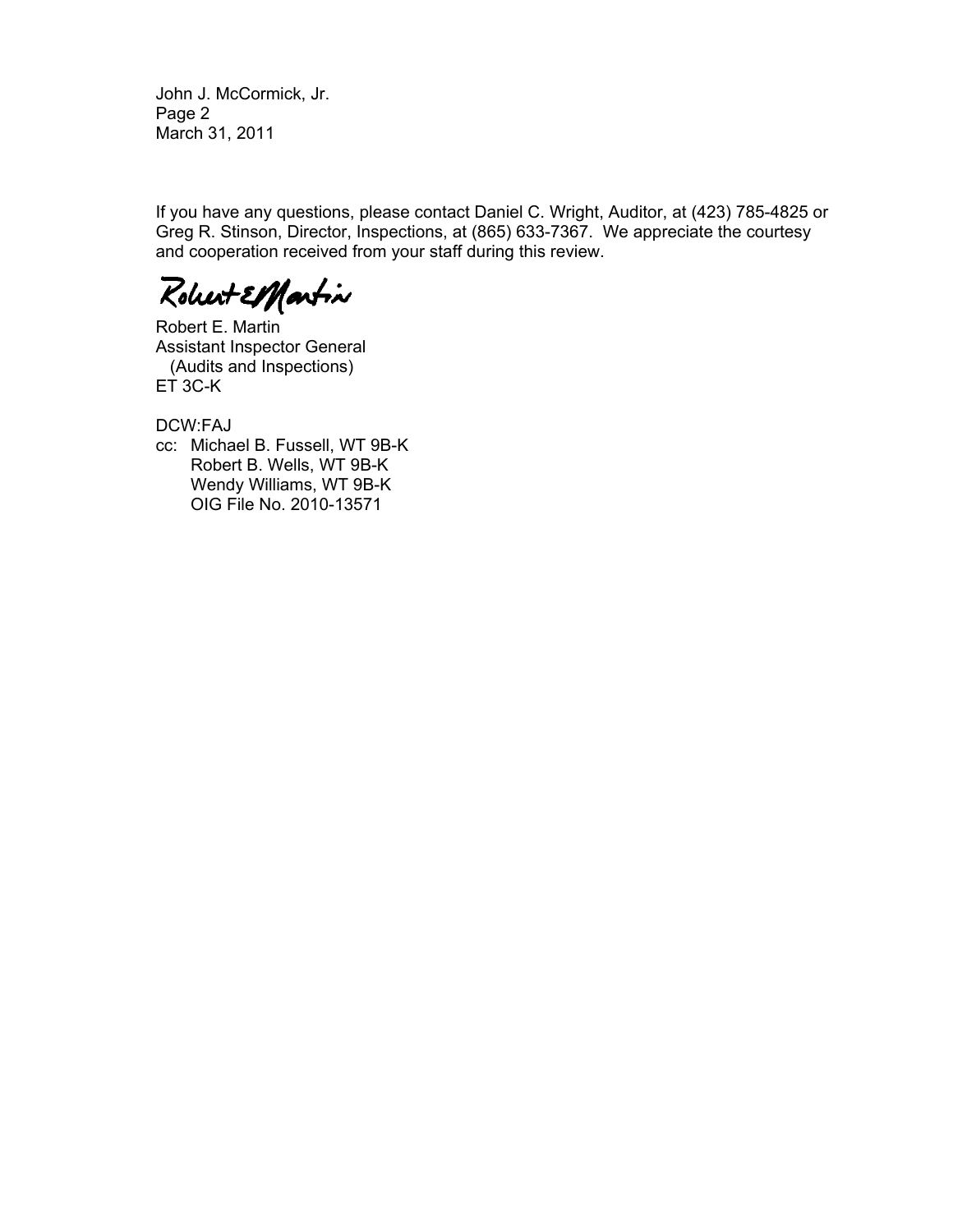John J. McCormick, Jr.
Page 2
March 31, 2011

If you have any questions, please contact Daniel C. Wright, Auditor, at (423) 785-4825 or Greg R. Stinson, Director, Inspections, at (865) 633-7367. We appreciate the courtesy and cooperation received from your staff during this review.

Robert E. Martin

Robert E. Martin
Assistant Inspector General
(Audits and Inspections)
ET 3C-K

DCW:FAJ

cc: Michael B. Fussell, WT 9B-K
Robert B. Wells, WT 9B-K
Wendy Williams, WT 9B-K
OIG File No. 2010-13571